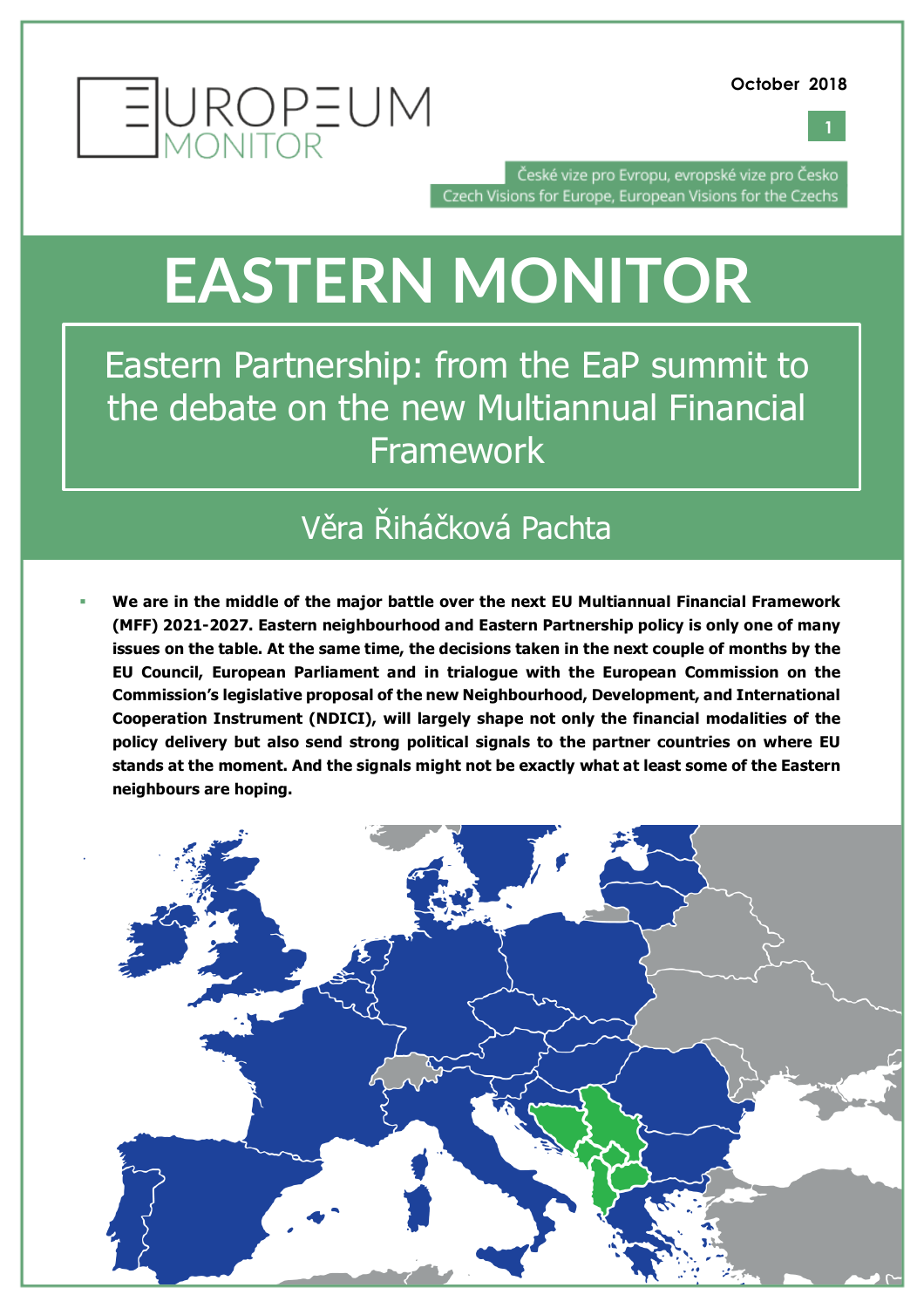EUROPEUM MONITOR

October 2018

České vize pro Evropu, evropské vize pro Česko
Czech Visions for Europe, European Visions for the Czechs

# EASTERN MONITOR

## Eastern Partnership: from the EaP summit to the debate on the new Multiannual Financial Framework

### Věra Řiháčková Pachta

- **We are in the middle of the major battle over the next EU Multiannual Financial Framework (MFF) 2021-2027. Eastern neighbourhood and Eastern Partnership policy is only one of many issues on the table. At the same time, the decisions taken in the next couple of months by the EU Council, European Parliament and in trialogue with the European Commission on the Commission's legislative proposal of the new Neighbourhood, Development, and International Cooperation Instrument (NDICI), will largely shape not only the financial modalities of the policy delivery but also send strong political signals to the partner countries on where EU stands at the moment. And the signals might not be exactly what at least some of the Eastern neighbours are hoping.**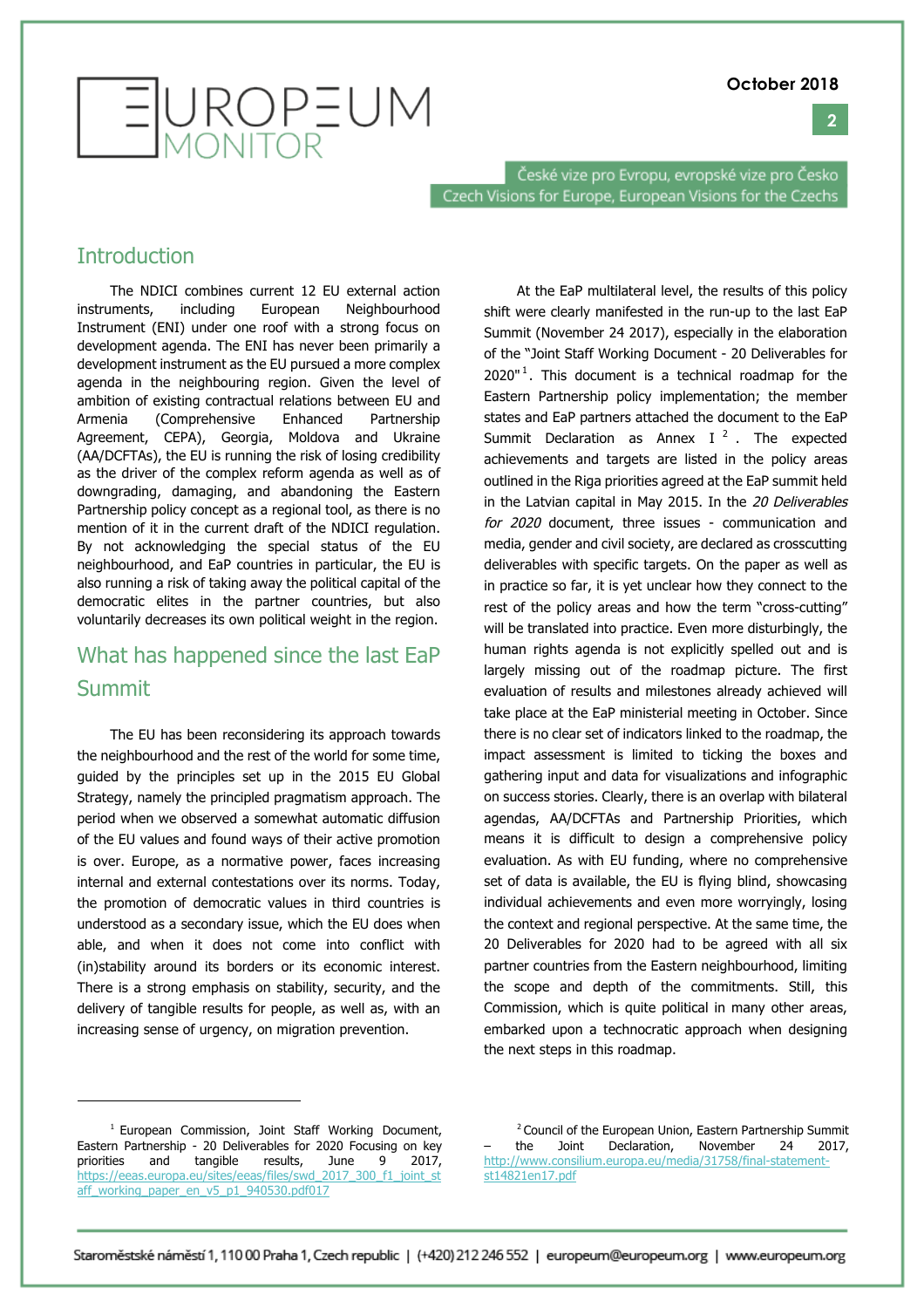## Introduction

The NDICI combines current 12 EU external action instruments, including European Neighbourhood Instrument (ENI) under one roof with a strong focus on development agenda. The ENI has never been primarily a development instrument as the EU pursued a more complex agenda in the neighbouring region. Given the level of ambition of existing contractual relations between EU and Armenia (Comprehensive Enhanced Partnership Agreement, CEPA), Georgia, Moldova and Ukraine (AA/DCFTAs), the EU is running the risk of losing credibility as the driver of the complex reform agenda as well as of downgrading, damaging, and abandoning the Eastern Partnership policy concept as a regional tool, as there is no mention of it in the current draft of the NDICI regulation. By not acknowledging the special status of the EU neighbourhood, and EaP countries in particular, the EU is also running a risk of taking away the political capital of the democratic elites in the partner countries, but also voluntarily decreases its own political weight in the region.

## What has happened since the last EaP Summit

The EU has been reconsidering its approach towards the neighbourhood and the rest of the world for some time, guided by the principles set up in the 2015 EU Global Strategy, namely the principled pragmatism approach. The period when we observed a somewhat automatic diffusion of the EU values and found ways of their active promotion is over. Europe, as a normative power, faces increasing internal and external contestations over its norms. Today, the promotion of democratic values in third countries is understood as a secondary issue, which the EU does when able, and when it does not come into conflict with (in)stability around its borders or its economic interest. There is a strong emphasis on stability, security, and the delivery of tangible results for people, as well as, with an increasing sense of urgency, on migration prevention.

At the EaP multilateral level, the results of this policy shift were clearly manifested in the run-up to the last EaP Summit (November 24 2017), especially in the elaboration of the "Joint Staff Working Document - 20 Deliverables for 2020"[1]. This document is a technical roadmap for the Eastern Partnership policy implementation; the member states and EaP partners attached the document to the EaP Summit Declaration as Annex I[2]. The expected achievements and targets are listed in the policy areas outlined in the Riga priorities agreed at the EaP summit held in the Latvian capital in May 2015. In the *20 Deliverables for 2020* document, three issues - communication and media, gender and civil society, are declared as crosscutting deliverables with specific targets. On the paper as well as in practice so far, it is yet unclear how they connect to the rest of the policy areas and how the term "cross-cutting" will be translated into practice. Even more disturbingly, the human rights agenda is not explicitly spelled out and is largely missing out of the roadmap picture. The first evaluation of results and milestones already achieved will take place at the EaP ministerial meeting in October. Since there is no clear set of indicators linked to the roadmap, the impact assessment is limited to ticking the boxes and gathering input and data for visualizations and infographic on success stories. Clearly, there is an overlap with bilateral agendas, AA/DCFTAs and Partnership Priorities, which means it is difficult to design a comprehensive policy evaluation. As with EU funding, where no comprehensive set of data is available, the EU is flying blind, showcasing individual achievements and even more worryingly, losing the context and regional perspective. At the same time, the 20 Deliverables for 2020 had to be agreed with all six partner countries from the Eastern neighbourhood, limiting the scope and depth of the commitments. Still, this Commission, which is quite political in many other areas, embarked upon a technocratic approach when designing the next steps in this roadmap.

---

[1] European Commission, Joint Staff Working Document, Eastern Partnership - 20 Deliverables for 2020 Focusing on key priorities and tangible results, June 9 2017, https://eeas.europa.eu/sites/eeas/files/swd_2017_300_f1_joint_staff_working_paper_en_v5_p1_940530.pdf017

[2] Council of the European Union, Eastern Partnership Summit – the Joint Declaration, November 24 2017, http://www.consilium.europa.eu/media/31758/final-statement-st14821en17.pdf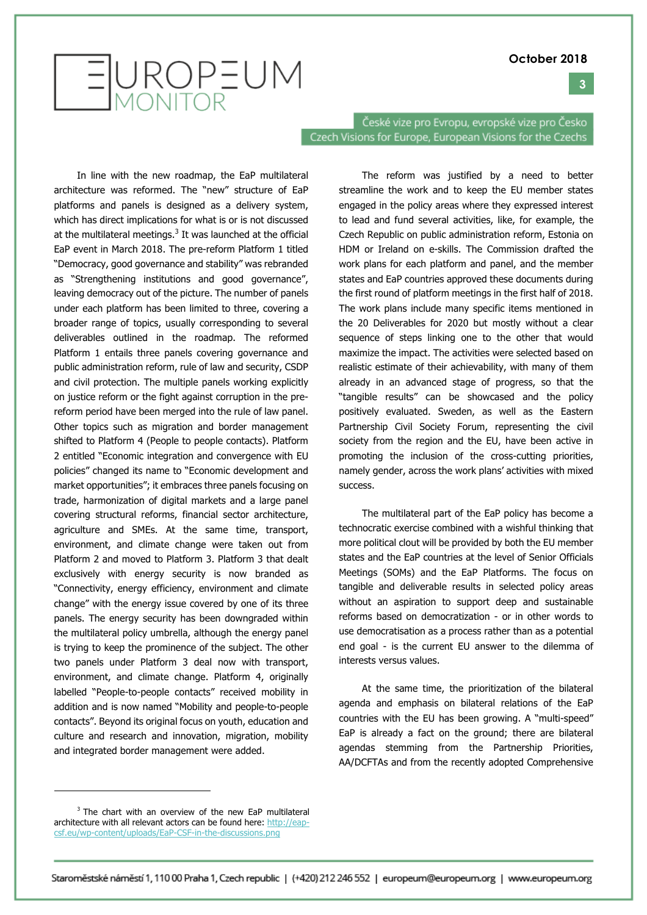In line with the new roadmap, the EaP multilateral architecture was reformed. The "new" structure of EaP platforms and panels is designed as a delivery system, which has direct implications for what is or is not discussed at the multilateral meetings.[3] It was launched at the official EaP event in March 2018. The pre-reform Platform 1 titled "Democracy, good governance and stability" was rebranded as "Strengthening institutions and good governance", leaving democracy out of the picture. The number of panels under each platform has been limited to three, covering a broader range of topics, usually corresponding to several deliverables outlined in the roadmap. The reformed Platform 1 entails three panels covering governance and public administration reform, rule of law and security, CSDP and civil protection. The multiple panels working explicitly on justice reform or the fight against corruption in the pre-reform period have been merged into the rule of law panel. Other topics such as migration and border management shifted to Platform 4 (People to people contacts). Platform 2 entitled "Economic integration and convergence with EU policies" changed its name to "Economic development and market opportunities"; it embraces three panels focusing on trade, harmonization of digital markets and a large panel covering structural reforms, financial sector architecture, agriculture and SMEs. At the same time, transport, environment, and climate change were taken out from Platform 2 and moved to Platform 3. Platform 3 that dealt exclusively with energy security is now branded as "Connectivity, energy efficiency, environment and climate change" with the energy issue covered by one of its three panels. The energy security has been downgraded within the multilateral policy umbrella, although the energy panel is trying to keep the prominence of the subject. The other two panels under Platform 3 deal now with transport, environment, and climate change. Platform 4, originally labelled "People-to-people contacts" received mobility in addition and is now named "Mobility and people-to-people contacts". Beyond its original focus on youth, education and culture and research and innovation, migration, mobility and integrated border management were added.

The reform was justified by a need to better streamline the work and to keep the EU member states engaged in the policy areas where they expressed interest to lead and fund several activities, like, for example, the Czech Republic on public administration reform, Estonia on HDM or Ireland on e-skills. The Commission drafted the work plans for each platform and panel, and the member states and EaP countries approved these documents during the first round of platform meetings in the first half of 2018. The work plans include many specific items mentioned in the 20 Deliverables for 2020 but mostly without a clear sequence of steps linking one to the other that would maximize the impact. The activities were selected based on realistic estimate of their achievability, with many of them already in an advanced stage of progress, so that the "tangible results" can be showcased and the policy positively evaluated. Sweden, as well as the Eastern Partnership Civil Society Forum, representing the civil society from the region and the EU, have been active in promoting the inclusion of the cross-cutting priorities, namely gender, across the work plans' activities with mixed success.

The multilateral part of the EaP policy has become a technocratic exercise combined with a wishful thinking that more political clout will be provided by both the EU member states and the EaP countries at the level of Senior Officials Meetings (SOMs) and the EaP Platforms. The focus on tangible and deliverable results in selected policy areas without an aspiration to support deep and sustainable reforms based on democratization - or in other words to use democratisation as a process rather than as a potential end goal - is the current EU answer to the dilemma of interests versus values.

At the same time, the prioritization of the bilateral agenda and emphasis on bilateral relations of the EaP countries with the EU has been growing. A "multi-speed" EaP is already a fact on the ground; there are bilateral agendas stemming from the Partnership Priorities, AA/DCFTAs and from the recently adopted Comprehensive

---

[3] The chart with an overview of the new EaP multilateral architecture with all relevant actors can be found here: http://eap-csf.eu/wp-content/uploads/EaP-CSF-in-the-discussions.png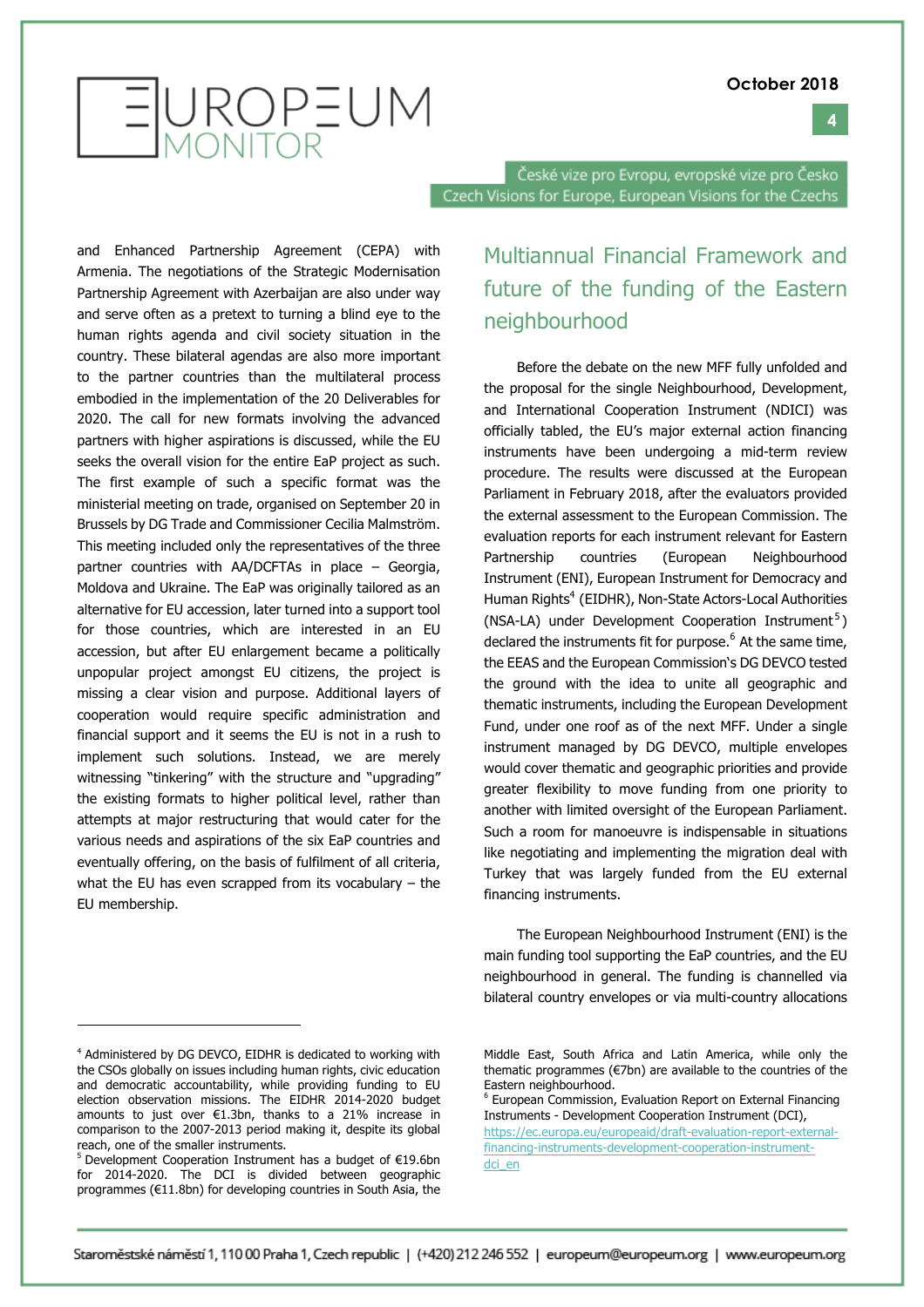and Enhanced Partnership Agreement (CEPA) with Armenia. The negotiations of the Strategic Modernisation Partnership Agreement with Azerbaijan are also under way and serve often as a pretext to turning a blind eye to the human rights agenda and civil society situation in the country. These bilateral agendas are also more important to the partner countries than the multilateral process embodied in the implementation of the 20 Deliverables for 2020. The call for new formats involving the advanced partners with higher aspirations is discussed, while the EU seeks the overall vision for the entire EaP project as such. The first example of such a specific format was the ministerial meeting on trade, organised on September 20 in Brussels by DG Trade and Commissioner Cecilia Malmström. This meeting included only the representatives of the three partner countries with AA/DCFTAs in place – Georgia, Moldova and Ukraine. The EaP was originally tailored as an alternative for EU accession, later turned into a support tool for those countries, which are interested in an EU accession, but after EU enlargement became a politically unpopular project amongst EU citizens, the project is missing a clear vision and purpose. Additional layers of cooperation would require specific administration and financial support and it seems the EU is not in a rush to implement such solutions. Instead, we are merely witnessing "tinkering" with the structure and "upgrading" the existing formats to higher political level, rather than attempts at major restructuring that would cater for the various needs and aspirations of the six EaP countries and eventually offering, on the basis of fulfilment of all criteria, what the EU has even scrapped from its vocabulary – the EU membership.

## Multiannual Financial Framework and future of the funding of the Eastern neighbourhood

Before the debate on the new MFF fully unfolded and the proposal for the single Neighbourhood, Development, and International Cooperation Instrument (NDICI) was officially tabled, the EU's major external action financing instruments have been undergoing a mid-term review procedure. The results were discussed at the European Parliament in February 2018, after the evaluators provided the external assessment to the European Commission. The evaluation reports for each instrument relevant for Eastern Partnership countries (European Neighbourhood Instrument (ENI), European Instrument for Democracy and Human Rights[4] (EIDHR), Non-State Actors-Local Authorities (NSA-LA) under Development Cooperation Instrument[5]) declared the instruments fit for purpose.[6] At the same time, the EEAS and the European Commission's DG DEVCO tested the ground with the idea to unite all geographic and thematic instruments, including the European Development Fund, under one roof as of the next MFF. Under a single instrument managed by DG DEVCO, multiple envelopes would cover thematic and geographic priorities and provide greater flexibility to move funding from one priority to another with limited oversight of the European Parliament. Such a room for manoeuvre is indispensable in situations like negotiating and implementing the migration deal with Turkey that was largely funded from the EU external financing instruments.

The European Neighbourhood Instrument (ENI) is the main funding tool supporting the EaP countries, and the EU neighbourhood in general. The funding is channelled via bilateral country envelopes or via multi-country allocations

---

[4] Administered by DG DEVCO, EIDHR is dedicated to working with the CSOs globally on issues including human rights, civic education and democratic accountability, while providing funding to EU election observation missions. The EIDHR 2014-2020 budget amounts to just over €1.3bn, thanks to a 21% increase in comparison to the 2007-2013 period making it, despite its global reach, one of the smaller instruments.

[5] Development Cooperation Instrument has a budget of €19.6bn for 2014-2020. The DCI is divided between geographic programmes (€11.8bn) for developing countries in South Asia, the Middle East, South Africa and Latin America, while only the thematic programmes (€7bn) are available to the countries of the Eastern neighbourhood.

[6] European Commission, Evaluation Report on External Financing Instruments - Development Cooperation Instrument (DCI), https://ec.europa.eu/europeaid/draft-evaluation-report-external-financing-instruments-development-cooperation-instrument-dci_en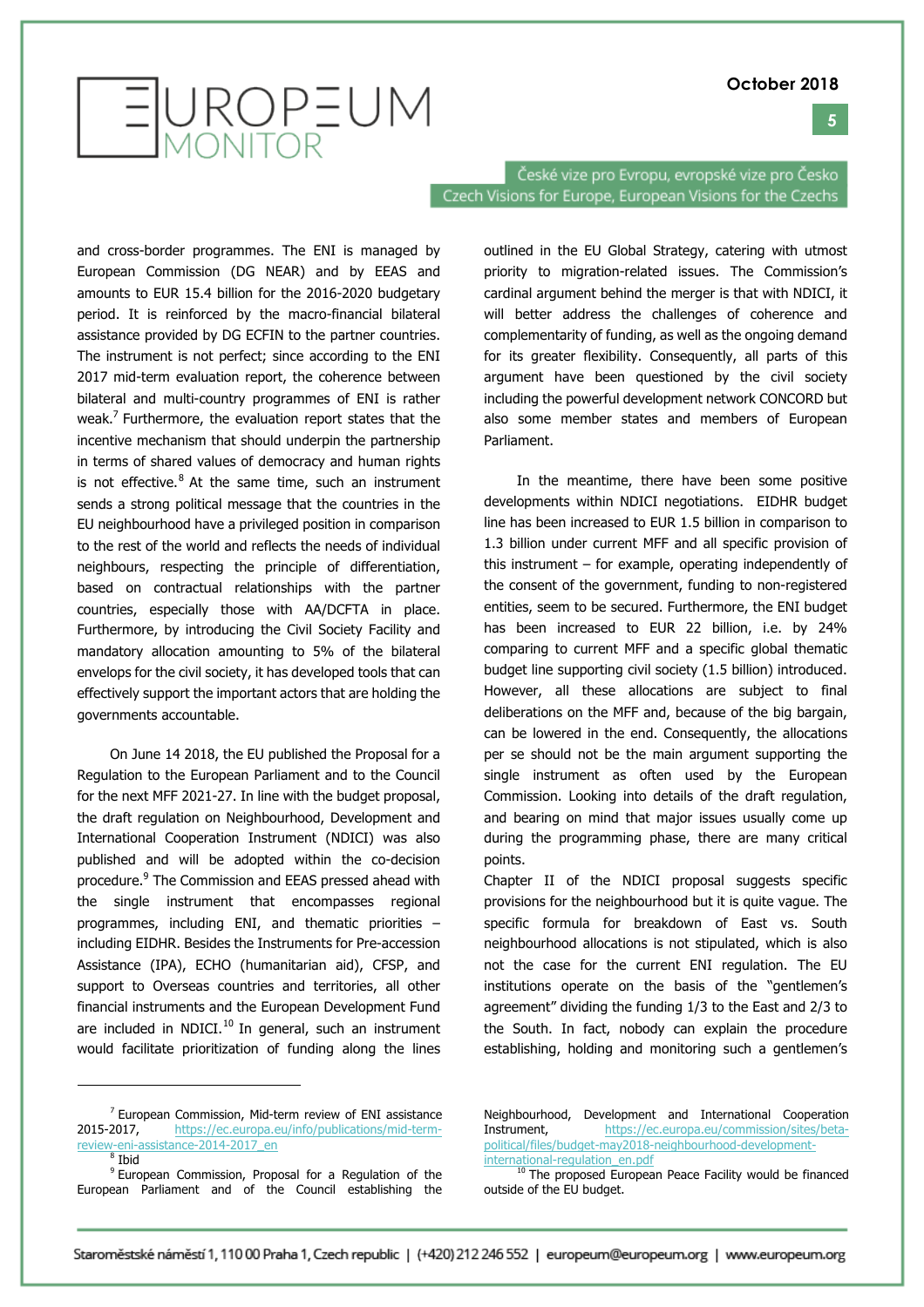and cross-border programmes. The ENI is managed by European Commission (DG NEAR) and by EEAS and amounts to EUR 15.4 billion for the 2016-2020 budgetary period. It is reinforced by the macro-financial bilateral assistance provided by DG ECFIN to the partner countries. The instrument is not perfect; since according to the ENI 2017 mid-term evaluation report, the coherence between bilateral and multi-country programmes of ENI is rather weak.[7] Furthermore, the evaluation report states that the incentive mechanism that should underpin the partnership in terms of shared values of democracy and human rights is not effective.[8] At the same time, such an instrument sends a strong political message that the countries in the EU neighbourhood have a privileged position in comparison to the rest of the world and reflects the needs of individual neighbours, respecting the principle of differentiation, based on contractual relationships with the partner countries, especially those with AA/DCFTA in place. Furthermore, by introducing the Civil Society Facility and mandatory allocation amounting to 5% of the bilateral envelops for the civil society, it has developed tools that can effectively support the important actors that are holding the governments accountable.

On June 14 2018, the EU published the Proposal for a Regulation to the European Parliament and to the Council for the next MFF 2021-27. In line with the budget proposal, the draft regulation on Neighbourhood, Development and International Cooperation Instrument (NDICI) was also published and will be adopted within the co-decision procedure.[9] The Commission and EEAS pressed ahead with the single instrument that encompasses regional programmes, including ENI, and thematic priorities – including EIDHR. Besides the Instruments for Pre-accession Assistance (IPA), ECHO (humanitarian aid), CFSP, and support to Overseas countries and territories, all other financial instruments and the European Development Fund are included in NDICI.[10] In general, such an instrument would facilitate prioritization of funding along the lines outlined in the EU Global Strategy, catering with utmost priority to migration-related issues. The Commission's cardinal argument behind the merger is that with NDICI, it will better address the challenges of coherence and complementarity of funding, as well as the ongoing demand for its greater flexibility. Consequently, all parts of this argument have been questioned by the civil society including the powerful development network CONCORD but also some member states and members of European Parliament.

In the meantime, there have been some positive developments within NDICI negotiations. EIDHR budget line has been increased to EUR 1.5 billion in comparison to 1.3 billion under current MFF and all specific provision of this instrument – for example, operating independently of the consent of the government, funding to non-registered entities, seem to be secured. Furthermore, the ENI budget has been increased to EUR 22 billion, i.e. by 24% comparing to current MFF and a specific global thematic budget line supporting civil society (1.5 billion) introduced. However, all these allocations are subject to final deliberations on the MFF and, because of the big bargain, can be lowered in the end. Consequently, the allocations per se should not be the main argument supporting the single instrument as often used by the European Commission. Looking into details of the draft regulation, and bearing on mind that major issues usually come up during the programming phase, there are many critical points.

Chapter II of the NDICI proposal suggests specific provisions for the neighbourhood but it is quite vague. The specific formula for breakdown of East vs. South neighbourhood allocations is not stipulated, which is also not the case for the current ENI regulation. The EU institutions operate on the basis of the "gentlemen's agreement" dividing the funding 1/3 to the East and 2/3 to the South. In fact, nobody can explain the procedure establishing, holding and monitoring such a gentlemen's

---

[7] European Commission, Mid-term review of ENI assistance 2015-2017, https://ec.europa.eu/info/publications/mid-term-review-eni-assistance-2014-2017_en

[8] Ibid

[9] European Commission, Proposal for a Regulation of the European Parliament and of the Council establishing the Neighbourhood, Development and International Cooperation Instrument, https://ec.europa.eu/commission/sites/beta-political/files/budget-may2018-neighbourhood-development-international-regulation_en.pdf

[10] The proposed European Peace Facility would be financed outside of the EU budget.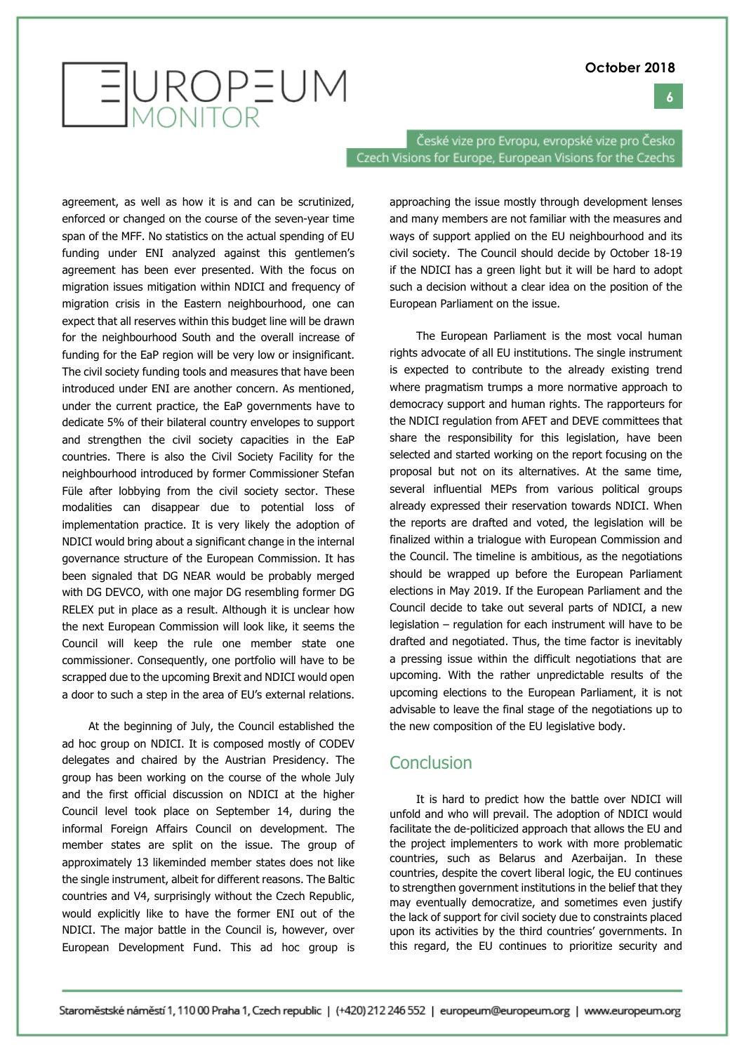agreement, as well as how it is and can be scrutinized, enforced or changed on the course of the seven-year time span of the MFF. No statistics on the actual spending of EU funding under ENI analyzed against this gentlemen's agreement has been ever presented. With the focus on migration issues mitigation within NDICI and frequency of migration crisis in the Eastern neighbourhood, one can expect that all reserves within this budget line will be drawn for the neighbourhood South and the overall increase of funding for the EaP region will be very low or insignificant. The civil society funding tools and measures that have been introduced under ENI are another concern. As mentioned, under the current practice, the EaP governments have to dedicate 5% of their bilateral country envelopes to support and strengthen the civil society capacities in the EaP countries. There is also the Civil Society Facility for the neighbourhood introduced by former Commissioner Stefan Füle after lobbying from the civil society sector. These modalities can disappear due to potential loss of implementation practice. It is very likely the adoption of NDICI would bring about a significant change in the internal governance structure of the European Commission. It has been signaled that DG NEAR would be probably merged with DG DEVCO, with one major DG resembling former DG RELEX put in place as a result. Although it is unclear how the next European Commission will look like, it seems the Council will keep the rule one member state one commissioner. Consequently, one portfolio will have to be scrapped due to the upcoming Brexit and NDICI would open a door to such a step in the area of EU's external relations.

At the beginning of July, the Council established the ad hoc group on NDICI. It is composed mostly of CODEV delegates and chaired by the Austrian Presidency. The group has been working on the course of the whole July and the first official discussion on NDICI at the higher Council level took place on September 14, during the informal Foreign Affairs Council on development. The member states are split on the issue. The group of approximately 13 likeminded member states does not like the single instrument, albeit for different reasons. The Baltic countries and V4, surprisingly without the Czech Republic, would explicitly like to have the former ENI out of the NDICI. The major battle in the Council is, however, over European Development Fund. This ad hoc group is approaching the issue mostly through development lenses and many members are not familiar with the measures and ways of support applied on the EU neighbourhood and its civil society. The Council should decide by October 18-19 if the NDICI has a green light but it will be hard to adopt such a decision without a clear idea on the position of the European Parliament on the issue.

The European Parliament is the most vocal human rights advocate of all EU institutions. The single instrument is expected to contribute to the already existing trend where pragmatism trumps a more normative approach to democracy support and human rights. The rapporteurs for the NDICI regulation from AFET and DEVE committees that share the responsibility for this legislation, have been selected and started working on the report focusing on the proposal but not on its alternatives. At the same time, several influential MEPs from various political groups already expressed their reservation towards NDICI. When the reports are drafted and voted, the legislation will be finalized within a trialogue with European Commission and the Council. The timeline is ambitious, as the negotiations should be wrapped up before the European Parliament elections in May 2019. If the European Parliament and the Council decide to take out several parts of NDICI, a new legislation – regulation for each instrument will have to be drafted and negotiated. Thus, the time factor is inevitably a pressing issue within the difficult negotiations that are upcoming. With the rather unpredictable results of the upcoming elections to the European Parliament, it is not advisable to leave the final stage of the negotiations up to the new composition of the EU legislative body.

## Conclusion

It is hard to predict how the battle over NDICI will unfold and who will prevail. The adoption of NDICI would facilitate the de-politicized approach that allows the EU and the project implementers to work with more problematic countries, such as Belarus and Azerbaijan. In these countries, despite the covert liberal logic, the EU continues to strengthen government institutions in the belief that they may eventually democratize, and sometimes even justify the lack of support for civil society due to constraints placed upon its activities by the third countries' governments. In this regard, the EU continues to prioritize security and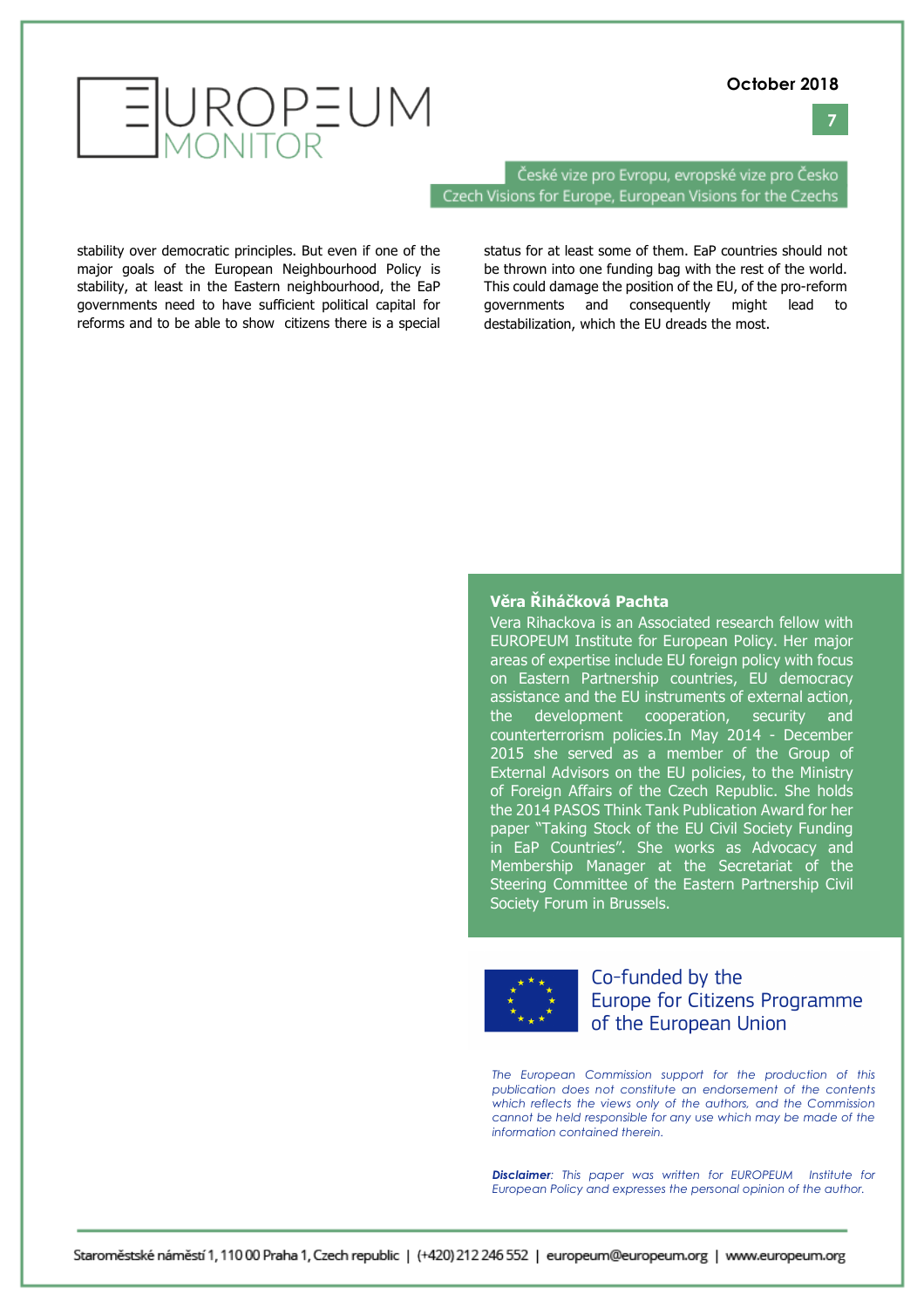stability over democratic principles. But even if one of the major goals of the European Neighbourhood Policy is stability, at least in the Eastern neighbourhood, the EaP governments need to have sufficient political capital for reforms and to be able to show citizens there is a special status for at least some of them. EaP countries should not be thrown into one funding bag with the rest of the world. This could damage the position of the EU, of the pro-reform governments and consequently might lead to destabilization, which the EU dreads the most.

**Věra Řiháčková Pachta**

Vera Rihackova is an Associated research fellow with EUROPEUM Institute for European Policy. Her major areas of expertise include EU foreign policy with focus on Eastern Partnership countries, EU democracy assistance and the EU instruments of external action, the development cooperation, security and counterterrorism policies.In May 2014 - December 2015 she served as a member of the Group of External Advisors on the EU policies, to the Ministry of Foreign Affairs of the Czech Republic. She holds the 2014 PASOS Think Tank Publication Award for her paper "Taking Stock of the EU Civil Society Funding in EaP Countries". She works as Advocacy and Membership Manager at the Secretariat of the Steering Committee of the Eastern Partnership Civil Society Forum in Brussels.

Co-funded by the Europe for Citizens Programme of the European Union

*The European Commission support for the production of this publication does not constitute an endorsement of the contents which reflects the views only of the authors, and the Commission cannot be held responsible for any use which may be made of the information contained therein.*

***Disclaimer****: This paper was written for EUROPEUM Institute for European Policy and expresses the personal opinion of the author.*